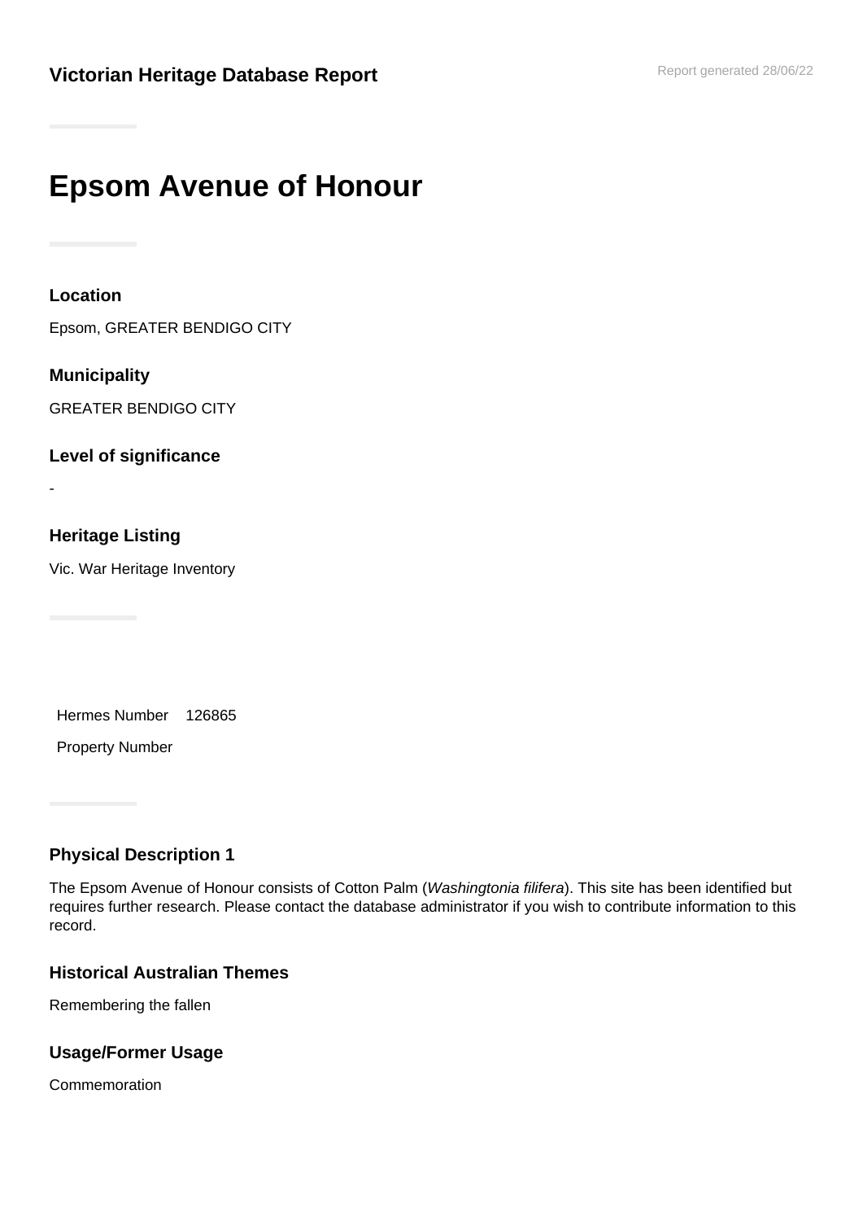**Victorian Heritage Database Report**

Report generated 28/06/22

# Epsom Avenue of Honour

## Location

Epsom, GREATER BENDIGO CITY

## Municipality

GREATER BENDIGO CITY

## Level of significance

-

## Heritage Listing

Vic. War Heritage Inventory

| Hermes Number | 126865 |
| --- | --- |
| Property Number | |

## Physical Description 1

The Epsom Avenue of Honour consists of Cotton Palm (*Washingtonia filifera*). This site has been identified but requires further research. Please contact the database administrator if you wish to contribute information to this record.

## Historical Australian Themes

Remembering the fallen

## Usage/Former Usage

Commemoration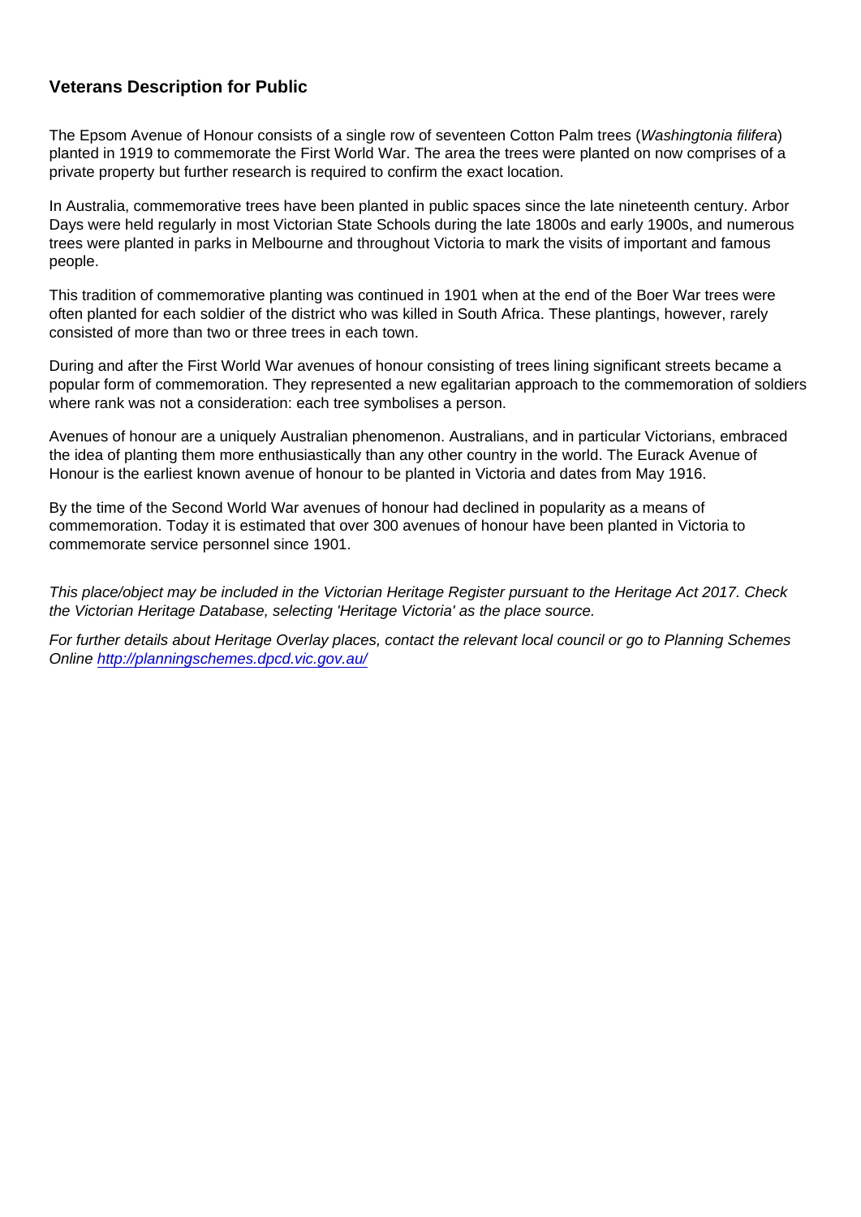### Veterans Description for Public

The Epsom Avenue of Honour consists of a single row of seventeen Cotton Palm trees (*Washingtonia filifera*) planted in 1919 to commemorate the First World War. The area the trees were planted on now comprises of a private property but further research is required to confirm the exact location.

In Australia, commemorative trees have been planted in public spaces since the late nineteenth century. Arbor Days were held regularly in most Victorian State Schools during the late 1800s and early 1900s, and numerous trees were planted in parks in Melbourne and throughout Victoria to mark the visits of important and famous people.

This tradition of commemorative planting was continued in 1901 when at the end of the Boer War trees were often planted for each soldier of the district who was killed in South Africa. These plantings, however, rarely consisted of more than two or three trees in each town.

During and after the First World War avenues of honour consisting of trees lining significant streets became a popular form of commemoration. They represented a new egalitarian approach to the commemoration of soldiers where rank was not a consideration: each tree symbolises a person.

Avenues of honour are a uniquely Australian phenomenon. Australians, and in particular Victorians, embraced the idea of planting them more enthusiastically than any other country in the world. The Eurack Avenue of Honour is the earliest known avenue of honour to be planted in Victoria and dates from May 1916.

By the time of the Second World War avenues of honour had declined in popularity as a means of commemoration. Today it is estimated that over 300 avenues of honour have been planted in Victoria to commemorate service personnel since 1901.

*This place/object may be included in the Victorian Heritage Register pursuant to the Heritage Act 2017. Check the Victorian Heritage Database, selecting 'Heritage Victoria' as the place source.*

*For further details about Heritage Overlay places, contact the relevant local council or go to Planning Schemes Online [http://planningschemes.dpcd.vic.gov.au/](http://planningschemes.dpcd.vic.gov.au/)*